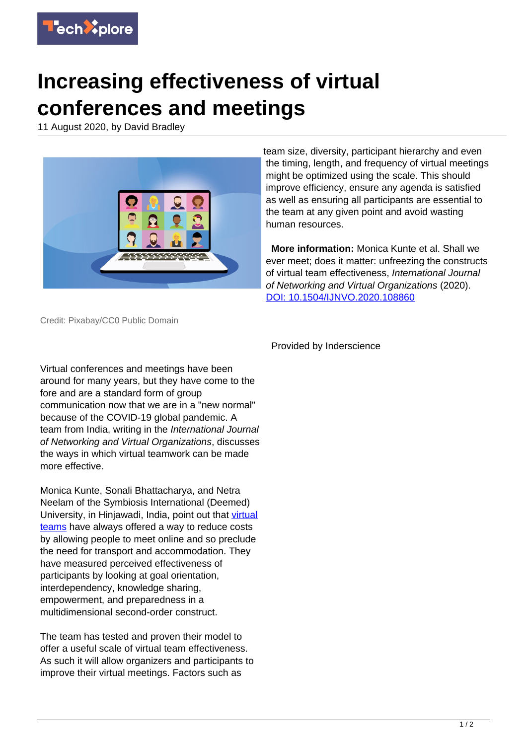# Increasing effectiveness of virtual conferences and meetings

11 August 2020, by David Bradley

Credit: Pixabay/CC0 Public Domain

Virtual conferences and meetings have been around for many years, but they have come to the fore and are a standard form of group communication now that we are in a "new normal" because of the COVID-19 global pandemic. A team from India, writing in the *International Journal of Networking and Virtual Organizations*, discusses the ways in which virtual teamwork can be made more effective.

Monica Kunte, Sonali Bhattacharya, and Netra Neelam of the Symbiosis International (Deemed) University, in Hinjawadi, India, point out that virtual teams have always offered a way to reduce costs by allowing people to meet online and so preclude the need for transport and accommodation. They have measured perceived effectiveness of participants by looking at goal orientation, interdependency, knowledge sharing, empowerment, and preparedness in a multidimensional second-order construct.

The team has tested and proven their model to offer a useful scale of virtual team effectiveness. As such it will allow organizers and participants to improve their virtual meetings. Factors such as team size, diversity, participant hierarchy and even the timing, length, and frequency of virtual meetings might be optimized using the scale. This should improve efficiency, ensure any agenda is satisfied as well as ensuring all participants are essential to the team at any given point and avoid wasting human resources.

**More information:** Monica Kunte et al. Shall we ever meet; does it matter: unfreezing the constructs of virtual team effectiveness, *International Journal of Networking and Virtual Organizations* (2020). DOI: 10.1504/IJNVO.2020.108860

Provided by Inderscience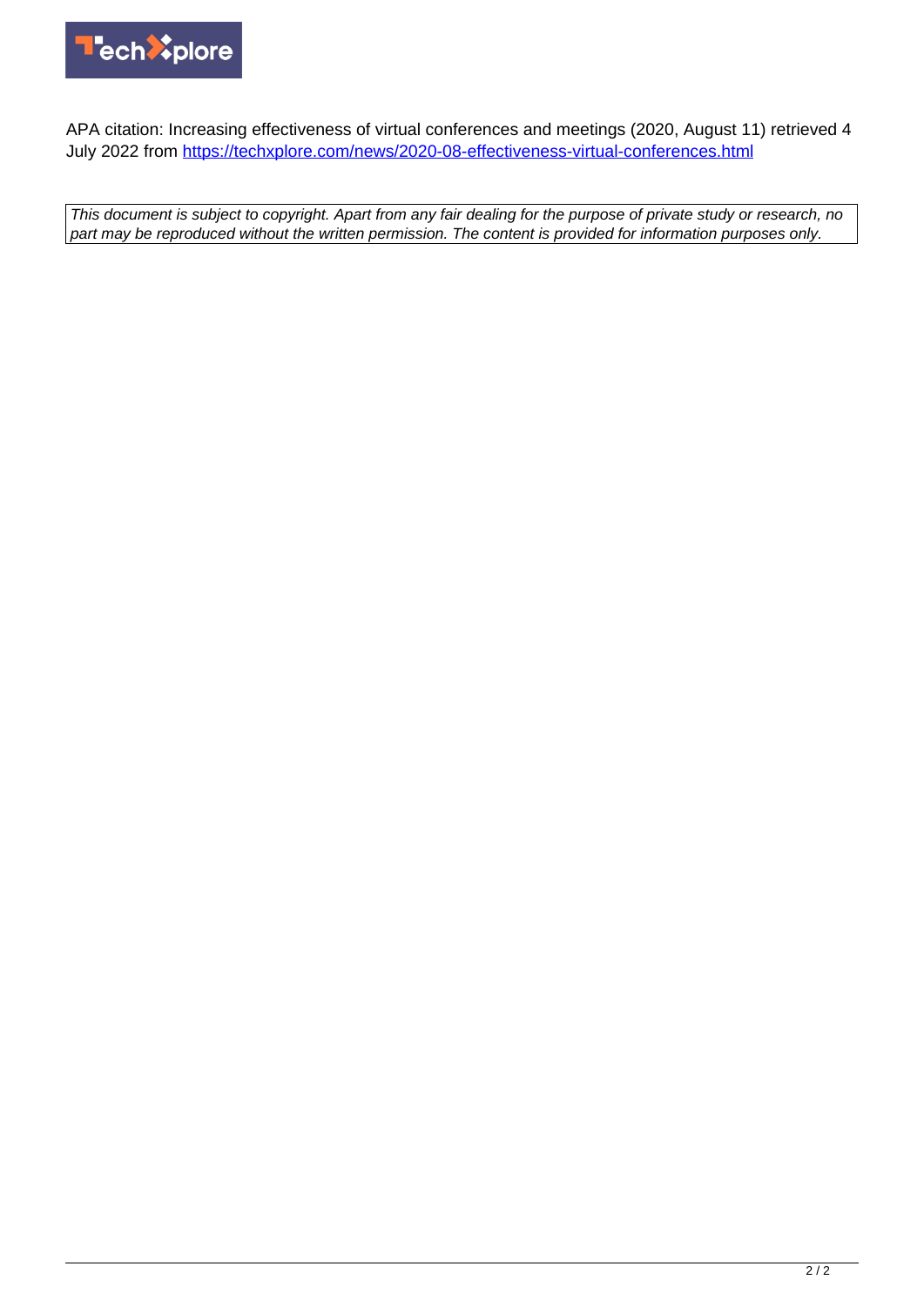APA citation: Increasing effectiveness of virtual conferences and meetings (2020, August 11) retrieved 4 July 2022 from https://techxplore.com/news/2020-08-effectiveness-virtual-conferences.html

*This document is subject to copyright. Apart from any fair dealing for the purpose of private study or research, no part may be reproduced without the written permission. The content is provided for information purposes only.*